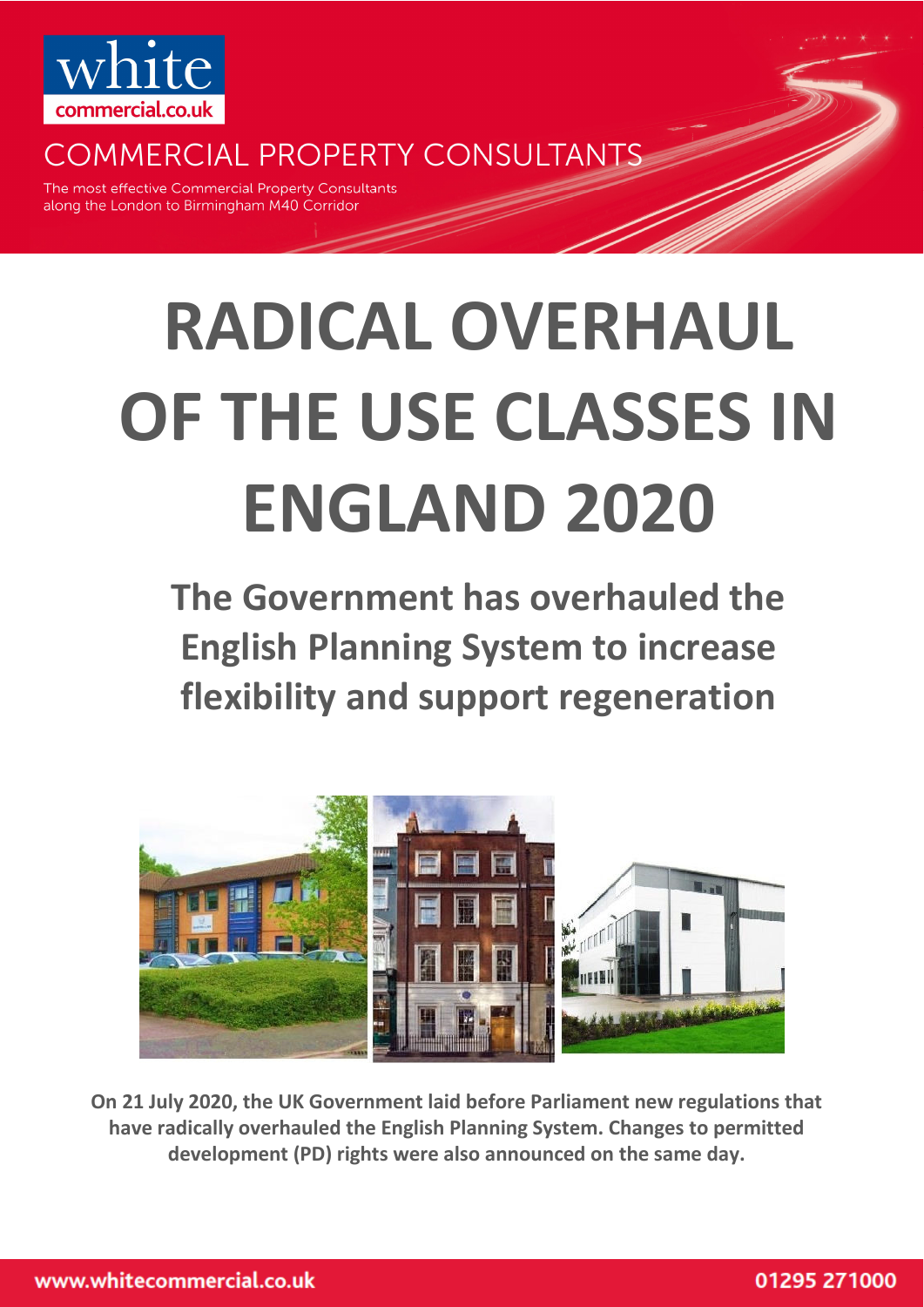white
commercial.co.uk

COMMERCIAL PROPERTY CONSULTANTS

The most effective Commercial Property Consultants along the London to Birmingham M40 Corridor

# RADICAL OVERHAUL OF THE USE CLASSES IN ENGLAND 2020

## The Government has overhauled the English Planning System to increase flexibility and support regeneration

**On 21 July 2020, the UK Government laid before Parliament new regulations that have radically overhauled the English Planning System. Changes to permitted development (PD) rights were also announced on the same day.**

www.whitecommercial.co.uk 01295 271000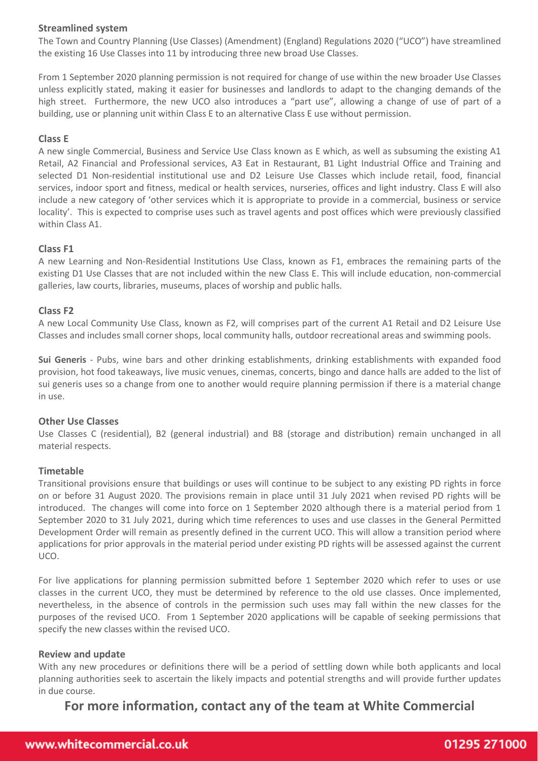### Streamlined system

The Town and Country Planning (Use Classes) (Amendment) (England) Regulations 2020 ("UCO") have streamlined the existing 16 Use Classes into 11 by introducing three new broad Use Classes.

From 1 September 2020 planning permission is not required for change of use within the new broader Use Classes unless explicitly stated, making it easier for businesses and landlords to adapt to the changing demands of the high street. Furthermore, the new UCO also introduces a "part use", allowing a change of use of part of a building, use or planning unit within Class E to an alternative Class E use without permission.

### Class E

A new single Commercial, Business and Service Use Class known as E which, as well as subsuming the existing A1 Retail, A2 Financial and Professional services, A3 Eat in Restaurant, B1 Light Industrial Office and Training and selected D1 Non-residential institutional use and D2 Leisure Use Classes which include retail, food, financial services, indoor sport and fitness, medical or health services, nurseries, offices and light industry. Class E will also include a new category of 'other services which it is appropriate to provide in a commercial, business or service locality'. This is expected to comprise uses such as travel agents and post offices which were previously classified within Class A1.

### Class F1

A new Learning and Non-Residential Institutions Use Class, known as F1, embraces the remaining parts of the existing D1 Use Classes that are not included within the new Class E. This will include education, non-commercial galleries, law courts, libraries, museums, places of worship and public halls.

### Class F2

A new Local Community Use Class, known as F2, will comprises part of the current A1 Retail and D2 Leisure Use Classes and includes small corner shops, local community halls, outdoor recreational areas and swimming pools.

**Sui Generis** - Pubs, wine bars and other drinking establishments, drinking establishments with expanded food provision, hot food takeaways, live music venues, cinemas, concerts, bingo and dance halls are added to the list of sui generis uses so a change from one to another would require planning permission if there is a material change in use.

### Other Use Classes

Use Classes C (residential), B2 (general industrial) and B8 (storage and distribution) remain unchanged in all material respects.

### Timetable

Transitional provisions ensure that buildings or uses will continue to be subject to any existing PD rights in force on or before 31 August 2020. The provisions remain in place until 31 July 2021 when revised PD rights will be introduced. The changes will come into force on 1 September 2020 although there is a material period from 1 September 2020 to 31 July 2021, during which time references to uses and use classes in the General Permitted Development Order will remain as presently defined in the current UCO. This will allow a transition period where applications for prior approvals in the material period under existing PD rights will be assessed against the current UCO.

For live applications for planning permission submitted before 1 September 2020 which refer to uses or use classes in the current UCO, they must be determined by reference to the old use classes. Once implemented, nevertheless, in the absence of controls in the permission such uses may fall within the new classes for the purposes of the revised UCO. From 1 September 2020 applications will be capable of seeking permissions that specify the new classes within the revised UCO.

### Review and update

With any new procedures or definitions there will be a period of settling down while both applicants and local planning authorities seek to ascertain the likely impacts and potential strengths and will provide further updates in due course.

## For more information, contact any of the team at White Commercial

www.whitecommercial.co.uk

01295 271000